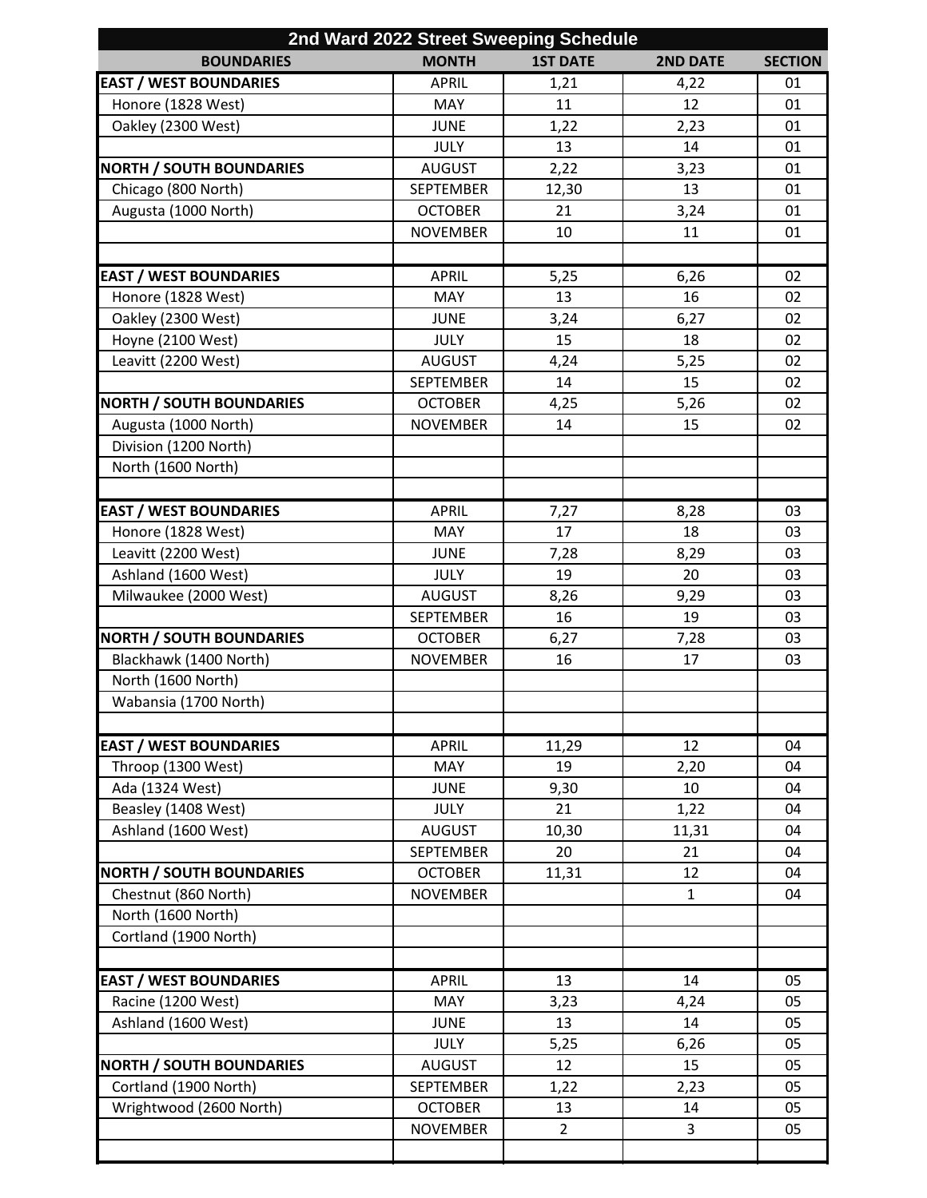# 2nd Ward 2022 Street Sweeping Schedule

| BOUNDARIES | MONTH | 1ST DATE | 2ND DATE | SECTION |
|---|---|---|---|---|
| **EAST / WEST BOUNDARIES** | APRIL | 1,21 | 4,22 | 01 |
| Honore (1828 West) | MAY | 11 | 12 | 01 |
| Oakley (2300 West) | JUNE | 1,22 | 2,23 | 01 |
| | JULY | 13 | 14 | 01 |
| **NORTH / SOUTH BOUNDARIES** | AUGUST | 2,22 | 3,23 | 01 |
| Chicago (800 North) | SEPTEMBER | 12,30 | 13 | 01 |
| Augusta (1000 North) | OCTOBER | 21 | 3,24 | 01 |
| | NOVEMBER | 10 | 11 | 01 |
| | | | | |
| **EAST / WEST BOUNDARIES** | APRIL | 5,25 | 6,26 | 02 |
| Honore (1828 West) | MAY | 13 | 16 | 02 |
| Oakley (2300 West) | JUNE | 3,24 | 6,27 | 02 |
| Hoyne (2100 West) | JULY | 15 | 18 | 02 |
| Leavitt (2200 West) | AUGUST | 4,24 | 5,25 | 02 |
| | SEPTEMBER | 14 | 15 | 02 |
| **NORTH / SOUTH BOUNDARIES** | OCTOBER | 4,25 | 5,26 | 02 |
| Augusta (1000 North) | NOVEMBER | 14 | 15 | 02 |
| Division (1200 North) | | | | |
| North (1600 North) | | | | |
| | | | | |
| **EAST / WEST BOUNDARIES** | APRIL | 7,27 | 8,28 | 03 |
| Honore (1828 West) | MAY | 17 | 18 | 03 |
| Leavitt (2200 West) | JUNE | 7,28 | 8,29 | 03 |
| Ashland (1600 West) | JULY | 19 | 20 | 03 |
| Milwaukee (2000 West) | AUGUST | 8,26 | 9,29 | 03 |
| | SEPTEMBER | 16 | 19 | 03 |
| **NORTH / SOUTH BOUNDARIES** | OCTOBER | 6,27 | 7,28 | 03 |
| Blackhawk (1400 North) | NOVEMBER | 16 | 17 | 03 |
| North (1600 North) | | | | |
| Wabansia (1700 North) | | | | |
| | | | | |
| **EAST / WEST BOUNDARIES** | APRIL | 11,29 | 12 | 04 |
| Throop (1300 West) | MAY | 19 | 2,20 | 04 |
| Ada (1324 West) | JUNE | 9,30 | 10 | 04 |
| Beasley (1408 West) | JULY | 21 | 1,22 | 04 |
| Ashland (1600 West) | AUGUST | 10,30 | 11,31 | 04 |
| | SEPTEMBER | 20 | 21 | 04 |
| **NORTH / SOUTH BOUNDARIES** | OCTOBER | 11,31 | 12 | 04 |
| Chestnut (860 North) | NOVEMBER | | 1 | 04 |
| North (1600 North) | | | | |
| Cortland (1900 North) | | | | |
| | | | | |
| **EAST / WEST BOUNDARIES** | APRIL | 13 | 14 | 05 |
| Racine (1200 West) | MAY | 3,23 | 4,24 | 05 |
| Ashland (1600 West) | JUNE | 13 | 14 | 05 |
| | JULY | 5,25 | 6,26 | 05 |
| **NORTH / SOUTH BOUNDARIES** | AUGUST | 12 | 15 | 05 |
| Cortland (1900 North) | SEPTEMBER | 1,22 | 2,23 | 05 |
| Wrightwood (2600 North) | OCTOBER | 13 | 14 | 05 |
| | NOVEMBER | 2 | 3 | 05 |
| | | | | |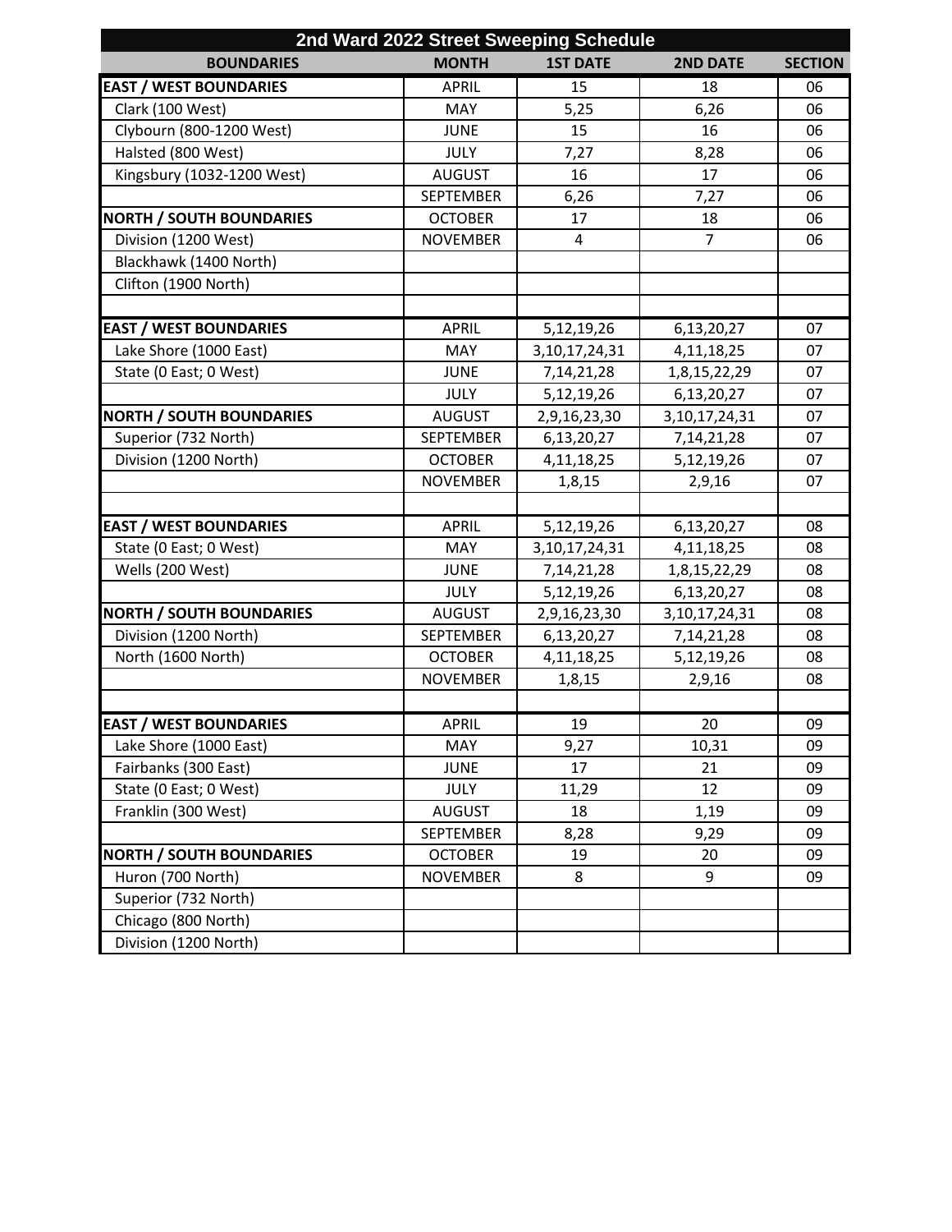## 2nd Ward 2022 Street Sweeping Schedule

| BOUNDARIES | MONTH | 1ST DATE | 2ND DATE | SECTION |
|---|---|---|---|---|
| **EAST / WEST BOUNDARIES** | APRIL | 15 | 18 | 06 |
| Clark (100 West) | MAY | 5,25 | 6,26 | 06 |
| Clybourn (800-1200 West) | JUNE | 15 | 16 | 06 |
| Halsted (800 West) | JULY | 7,27 | 8,28 | 06 |
| Kingsbury (1032-1200 West) | AUGUST | 16 | 17 | 06 |
| | SEPTEMBER | 6,26 | 7,27 | 06 |
| **NORTH / SOUTH BOUNDARIES** | OCTOBER | 17 | 18 | 06 |
| Division (1200 West) | NOVEMBER | 4 | 7 | 06 |
| Blackhawk (1400 North) | | | | |
| Clifton (1900 North) | | | | |
| | | | | |
| **EAST / WEST BOUNDARIES** | APRIL | 5,12,19,26 | 6,13,20,27 | 07 |
| Lake Shore (1000 East) | MAY | 3,10,17,24,31 | 4,11,18,25 | 07 |
| State (0 East; 0 West) | JUNE | 7,14,21,28 | 1,8,15,22,29 | 07 |
| | JULY | 5,12,19,26 | 6,13,20,27 | 07 |
| **NORTH / SOUTH BOUNDARIES** | AUGUST | 2,9,16,23,30 | 3,10,17,24,31 | 07 |
| Superior (732 North) | SEPTEMBER | 6,13,20,27 | 7,14,21,28 | 07 |
| Division (1200 North) | OCTOBER | 4,11,18,25 | 5,12,19,26 | 07 |
| | NOVEMBER | 1,8,15 | 2,9,16 | 07 |
| | | | | |
| **EAST / WEST BOUNDARIES** | APRIL | 5,12,19,26 | 6,13,20,27 | 08 |
| State (0 East; 0 West) | MAY | 3,10,17,24,31 | 4,11,18,25 | 08 |
| Wells (200 West) | JUNE | 7,14,21,28 | 1,8,15,22,29 | 08 |
| | JULY | 5,12,19,26 | 6,13,20,27 | 08 |
| **NORTH / SOUTH BOUNDARIES** | AUGUST | 2,9,16,23,30 | 3,10,17,24,31 | 08 |
| Division (1200 North) | SEPTEMBER | 6,13,20,27 | 7,14,21,28 | 08 |
| North (1600 North) | OCTOBER | 4,11,18,25 | 5,12,19,26 | 08 |
| | NOVEMBER | 1,8,15 | 2,9,16 | 08 |
| | | | | |
| **EAST / WEST BOUNDARIES** | APRIL | 19 | 20 | 09 |
| Lake Shore (1000 East) | MAY | 9,27 | 10,31 | 09 |
| Fairbanks (300 East) | JUNE | 17 | 21 | 09 |
| State (0 East; 0 West) | JULY | 11,29 | 12 | 09 |
| Franklin (300 West) | AUGUST | 18 | 1,19 | 09 |
| | SEPTEMBER | 8,28 | 9,29 | 09 |
| **NORTH / SOUTH BOUNDARIES** | OCTOBER | 19 | 20 | 09 |
| Huron (700 North) | NOVEMBER | 8 | 9 | 09 |
| Superior (732 North) | | | | |
| Chicago (800 North) | | | | |
| Division (1200 North) | | | | |